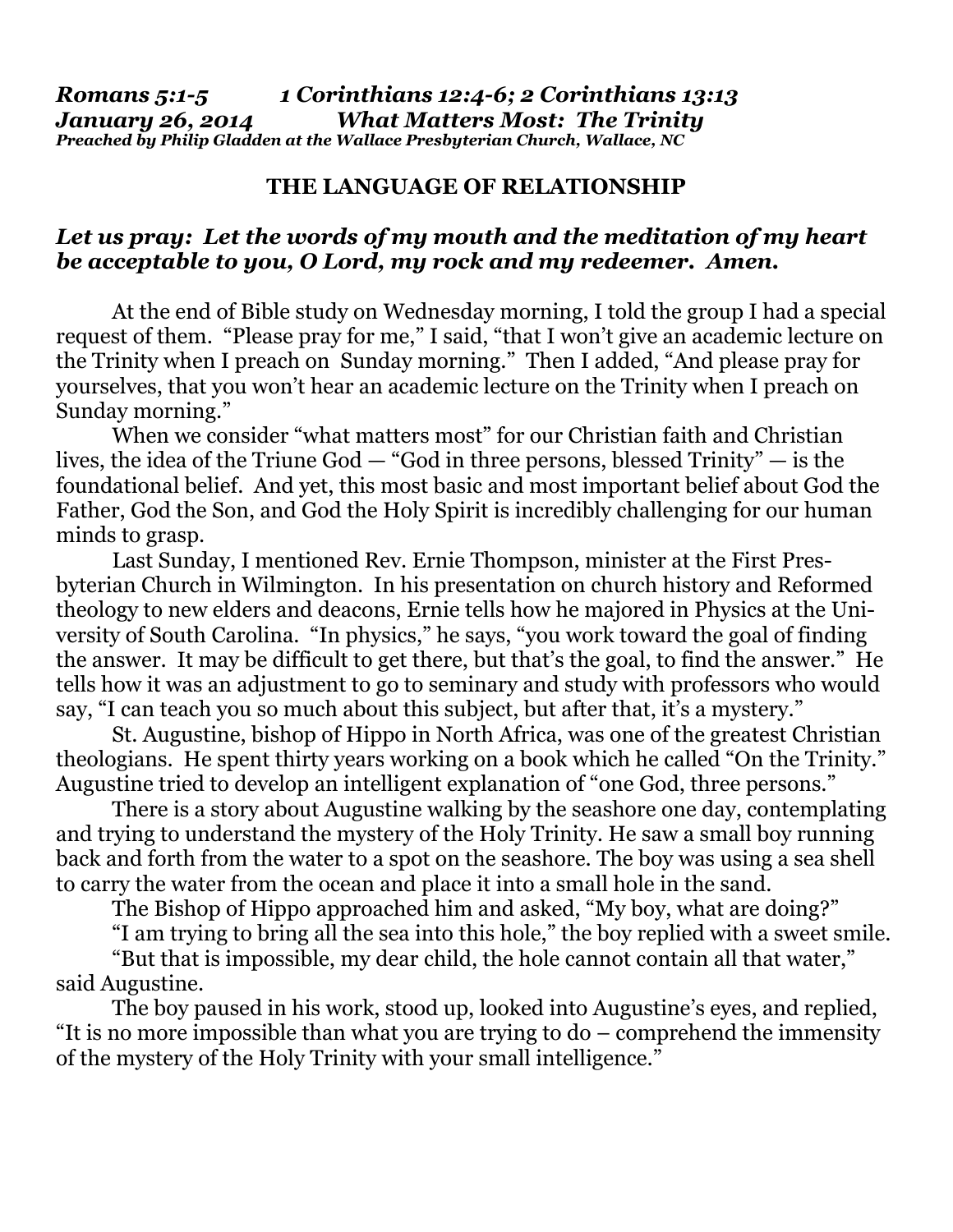***Romans 5:1-5 1 Corinthians 12:4-6; 2 Corinthians 13:13***
***January 26, 2014 What Matters Most: The Trinity***
***Preached by Philip Gladden at the Wallace Presbyterian Church, Wallace, NC***

## THE LANGUAGE OF RELATIONSHIP

***Let us pray: Let the words of my mouth and the meditation of my heart be acceptable to you, O Lord, my rock and my redeemer. Amen.***

At the end of Bible study on Wednesday morning, I told the group I had a special request of them. "Please pray for me," I said, "that I won't give an academic lecture on the Trinity when I preach on Sunday morning." Then I added, "And please pray for yourselves, that you won't hear an academic lecture on the Trinity when I preach on Sunday morning."

When we consider "what matters most" for our Christian faith and Christian lives, the idea of the Triune God — "God in three persons, blessed Trinity" — is the foundational belief. And yet, this most basic and most important belief about God the Father, God the Son, and God the Holy Spirit is incredibly challenging for our human minds to grasp.

Last Sunday, I mentioned Rev. Ernie Thompson, minister at the First Presbyterian Church in Wilmington. In his presentation on church history and Reformed theology to new elders and deacons, Ernie tells how he majored in Physics at the University of South Carolina. "In physics," he says, "you work toward the goal of finding the answer. It may be difficult to get there, but that's the goal, to find the answer." He tells how it was an adjustment to go to seminary and study with professors who would say, "I can teach you so much about this subject, but after that, it's a mystery."

St. Augustine, bishop of Hippo in North Africa, was one of the greatest Christian theologians. He spent thirty years working on a book which he called "On the Trinity." Augustine tried to develop an intelligent explanation of "one God, three persons."

There is a story about Augustine walking by the seashore one day, contemplating and trying to understand the mystery of the Holy Trinity. He saw a small boy running back and forth from the water to a spot on the seashore. The boy was using a sea shell to carry the water from the ocean and place it into a small hole in the sand.

The Bishop of Hippo approached him and asked, "My boy, what are doing?"

"I am trying to bring all the sea into this hole," the boy replied with a sweet smile.

"But that is impossible, my dear child, the hole cannot contain all that water," said Augustine.

The boy paused in his work, stood up, looked into Augustine's eyes, and replied, "It is no more impossible than what you are trying to do – comprehend the immensity of the mystery of the Holy Trinity with your small intelligence."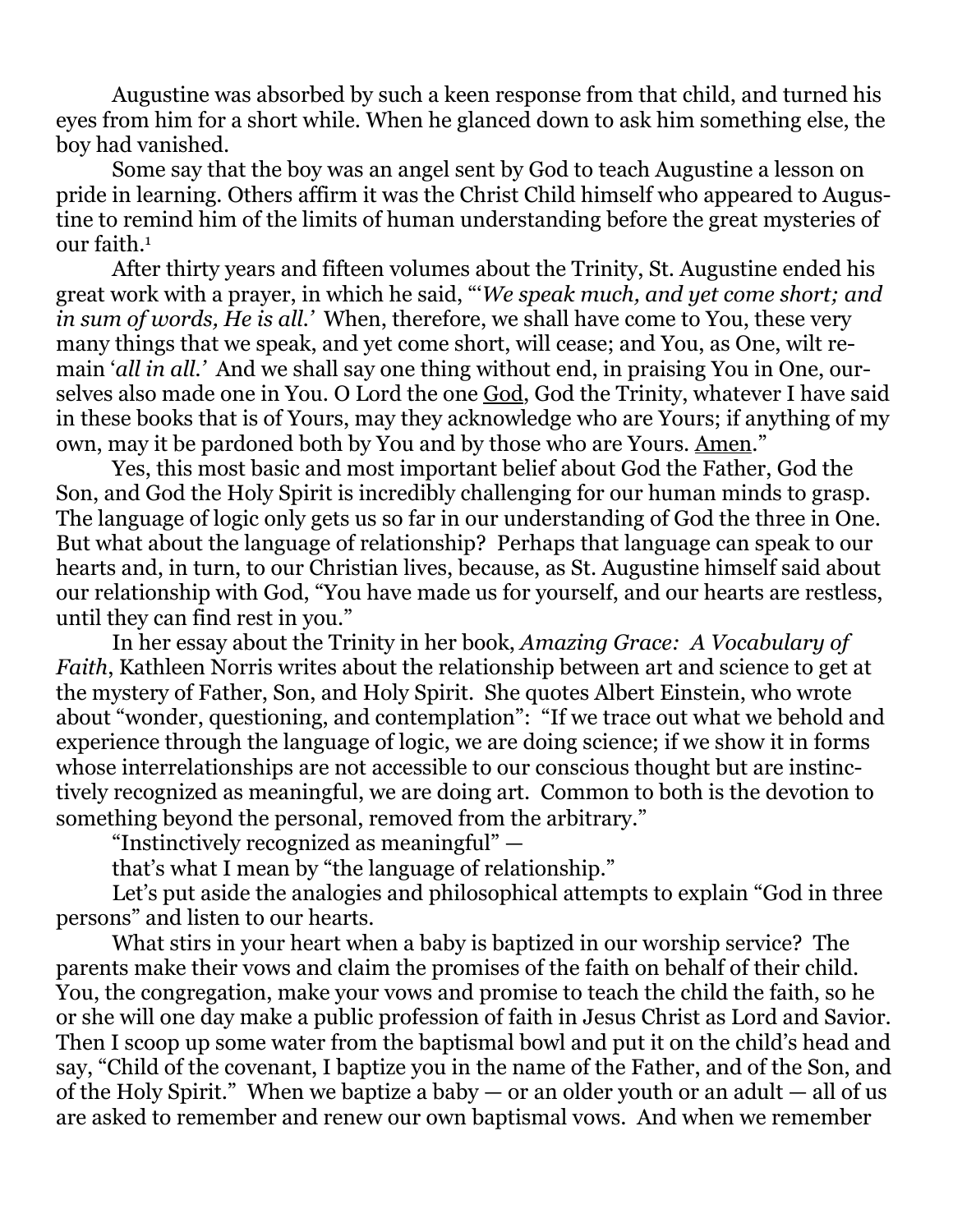Augustine was absorbed by such a keen response from that child, and turned his eyes from him for a short while. When he glanced down to ask him something else, the boy had vanished.

Some say that the boy was an angel sent by God to teach Augustine a lesson on pride in learning. Others affirm it was the Christ Child himself who appeared to Augustine to remind him of the limits of human understanding before the great mysteries of our faith.[1]

After thirty years and fifteen volumes about the Trinity, St. Augustine ended his great work with a prayer, in which he said, "'*We speak much, and yet come short; and in sum of words, He is all.'* When, therefore, we shall have come to You, these very many things that we speak, and yet come short, will cease; and You, as One, wilt remain '*all in all.'* And we shall say one thing without end, in praising You in One, ourselves also made one in You. O Lord the one God, God the Trinity, whatever I have said in these books that is of Yours, may they acknowledge who are Yours; if anything of my own, may it be pardoned both by You and by those who are Yours. Amen."

Yes, this most basic and most important belief about God the Father, God the Son, and God the Holy Spirit is incredibly challenging for our human minds to grasp. The language of logic only gets us so far in our understanding of God the three in One. But what about the language of relationship? Perhaps that language can speak to our hearts and, in turn, to our Christian lives, because, as St. Augustine himself said about our relationship with God, "You have made us for yourself, and our hearts are restless, until they can find rest in you."

In her essay about the Trinity in her book, *Amazing Grace: A Vocabulary of Faith*, Kathleen Norris writes about the relationship between art and science to get at the mystery of Father, Son, and Holy Spirit. She quotes Albert Einstein, who wrote about "wonder, questioning, and contemplation": "If we trace out what we behold and experience through the language of logic, we are doing science; if we show it in forms whose interrelationships are not accessible to our conscious thought but are instinctively recognized as meaningful, we are doing art. Common to both is the devotion to something beyond the personal, removed from the arbitrary."

"Instinctively recognized as meaningful" —

that's what I mean by "the language of relationship."

Let's put aside the analogies and philosophical attempts to explain "God in three persons" and listen to our hearts.

What stirs in your heart when a baby is baptized in our worship service? The parents make their vows and claim the promises of the faith on behalf of their child. You, the congregation, make your vows and promise to teach the child the faith, so he or she will one day make a public profession of faith in Jesus Christ as Lord and Savior. Then I scoop up some water from the baptismal bowl and put it on the child's head and say, "Child of the covenant, I baptize you in the name of the Father, and of the Son, and of the Holy Spirit." When we baptize a baby — or an older youth or an adult — all of us are asked to remember and renew our own baptismal vows. And when we remember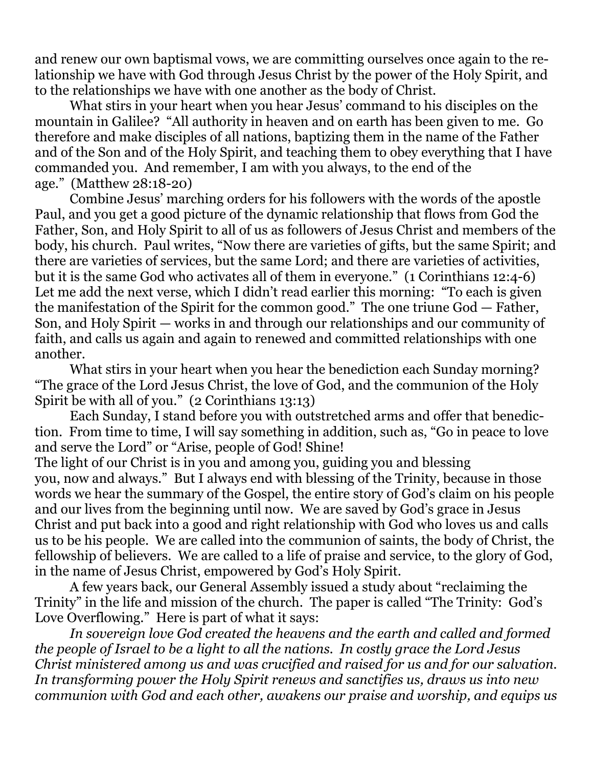and renew our own baptismal vows, we are committing ourselves once again to the relationship we have with God through Jesus Christ by the power of the Holy Spirit, and to the relationships we have with one another as the body of Christ.

What stirs in your heart when you hear Jesus' command to his disciples on the mountain in Galilee? "All authority in heaven and on earth has been given to me. Go therefore and make disciples of all nations, baptizing them in the name of the Father and of the Son and of the Holy Spirit, and teaching them to obey everything that I have commanded you. And remember, I am with you always, to the end of the age." (Matthew 28:18-20)

Combine Jesus' marching orders for his followers with the words of the apostle Paul, and you get a good picture of the dynamic relationship that flows from God the Father, Son, and Holy Spirit to all of us as followers of Jesus Christ and members of the body, his church. Paul writes, "Now there are varieties of gifts, but the same Spirit; and there are varieties of services, but the same Lord; and there are varieties of activities, but it is the same God who activates all of them in everyone." (1 Corinthians 12:4-6) Let me add the next verse, which I didn't read earlier this morning: "To each is given the manifestation of the Spirit for the common good." The one triune God — Father, Son, and Holy Spirit — works in and through our relationships and our community of faith, and calls us again and again to renewed and committed relationships with one another.

What stirs in your heart when you hear the benediction each Sunday morning? "The grace of the Lord Jesus Christ, the love of God, and the communion of the Holy Spirit be with all of you." (2 Corinthians 13:13)

Each Sunday, I stand before you with outstretched arms and offer that benediction. From time to time, I will say something in addition, such as, "Go in peace to love and serve the Lord" or "Arise, people of God! Shine!
The light of our Christ is in you and among you, guiding you and blessing you, now and always." But I always end with blessing of the Trinity, because in those words we hear the summary of the Gospel, the entire story of God's claim on his people and our lives from the beginning until now. We are saved by God's grace in Jesus Christ and put back into a good and right relationship with God who loves us and calls us to be his people. We are called into the communion of saints, the body of Christ, the fellowship of believers. We are called to a life of praise and service, to the glory of God, in the name of Jesus Christ, empowered by God's Holy Spirit.

A few years back, our General Assembly issued a study about "reclaiming the Trinity" in the life and mission of the church. The paper is called "The Trinity: God's Love Overflowing." Here is part of what it says:

*In sovereign love God created the heavens and the earth and called and formed the people of Israel to be a light to all the nations. In costly grace the Lord Jesus Christ ministered among us and was crucified and raised for us and for our salvation. In transforming power the Holy Spirit renews and sanctifies us, draws us into new communion with God and each other, awakens our praise and worship, and equips us*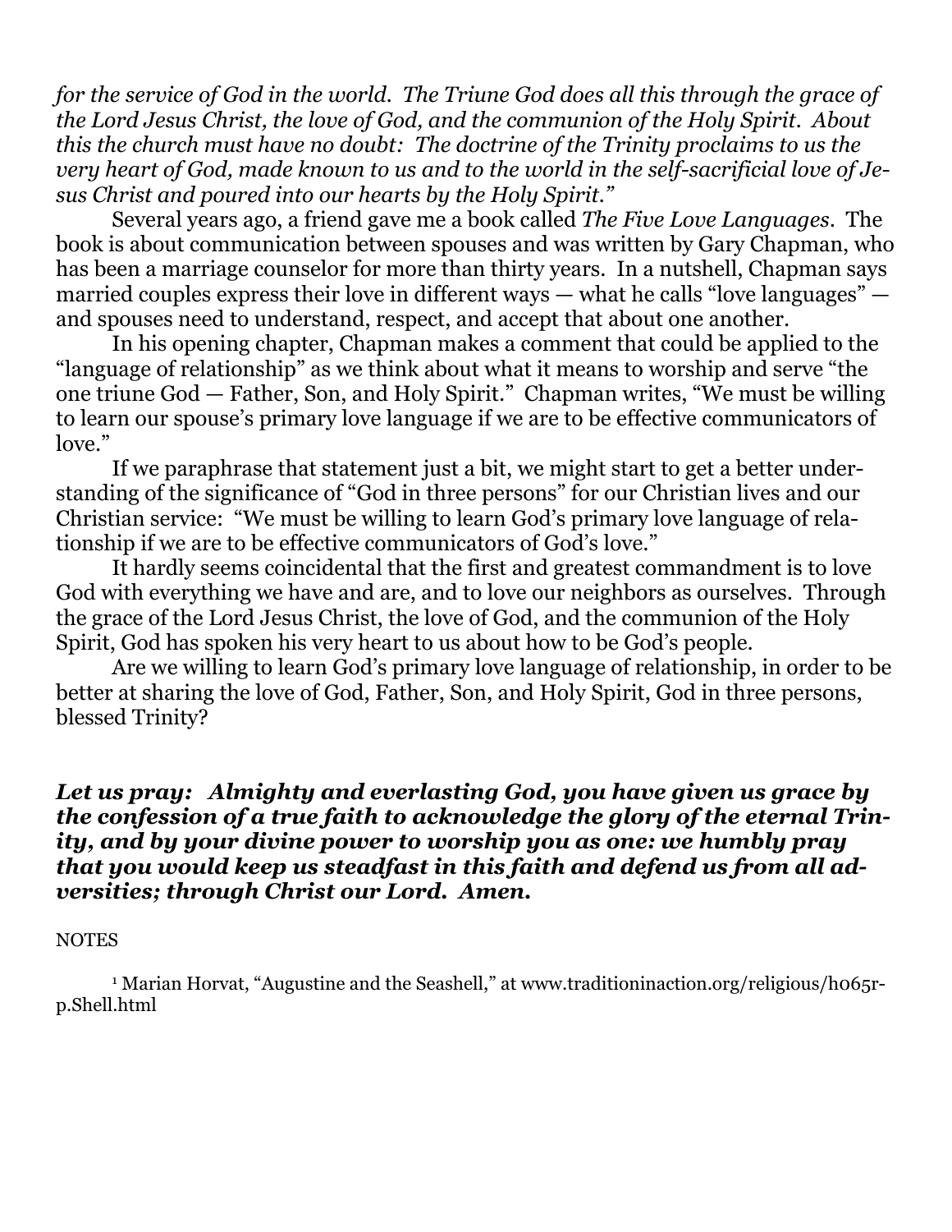*for the service of God in the world. The Triune God does all this through the grace of the Lord Jesus Christ, the love of God, and the communion of the Holy Spirit. About this the church must have no doubt: The doctrine of the Trinity proclaims to us the very heart of God, made known to us and to the world in the self-sacrificial love of Jesus Christ and poured into our hearts by the Holy Spirit."*

Several years ago, a friend gave me a book called *The Five Love Languages*. The book is about communication between spouses and was written by Gary Chapman, who has been a marriage counselor for more than thirty years. In a nutshell, Chapman says married couples express their love in different ways — what he calls "love languages" — and spouses need to understand, respect, and accept that about one another.

In his opening chapter, Chapman makes a comment that could be applied to the "language of relationship" as we think about what it means to worship and serve "the one triune God — Father, Son, and Holy Spirit." Chapman writes, "We must be willing to learn our spouse's primary love language if we are to be effective communicators of love."

If we paraphrase that statement just a bit, we might start to get a better understanding of the significance of "God in three persons" for our Christian lives and our Christian service: "We must be willing to learn God's primary love language of relationship if we are to be effective communicators of God's love."

It hardly seems coincidental that the first and greatest commandment is to love God with everything we have and are, and to love our neighbors as ourselves. Through the grace of the Lord Jesus Christ, the love of God, and the communion of the Holy Spirit, God has spoken his very heart to us about how to be God's people.

Are we willing to learn God's primary love language of relationship, in order to be better at sharing the love of God, Father, Son, and Holy Spirit, God in three persons, blessed Trinity?

***Let us pray: Almighty and everlasting God, you have given us grace by the confession of a true faith to acknowledge the glory of the eternal Trinity, and by your divine power to worship you as one: we humbly pray that you would keep us steadfast in this faith and defend us from all adversities; through Christ our Lord. Amen.***

NOTES

[1] Marian Horvat, "Augustine and the Seashell," at www.traditioninaction.org/religious/h065rp.Shell.html